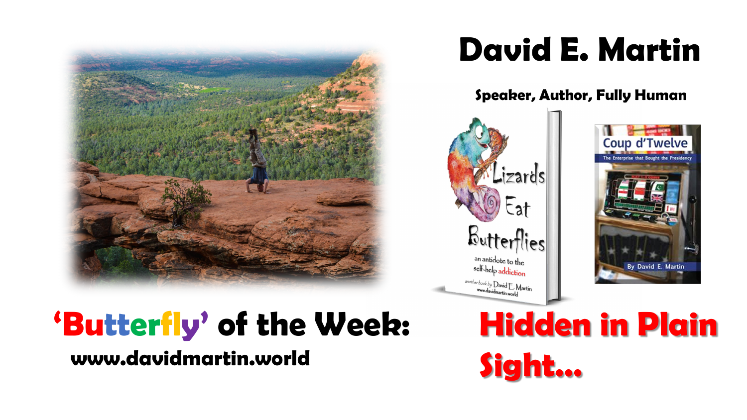# David E. Martin

**Speaker, Author, Fully Human**

Lizards Eat Butterflies

an antidote to the self-help addiction

another book by David E. Martin

www.davidmartin.world

Coup d'Twelve

The Enterprise that Bought the Presidency

By David E. Martin

## 'Butterfly' of the Week:

**www.davidmartin.world**

## Hidden in Plain Sight...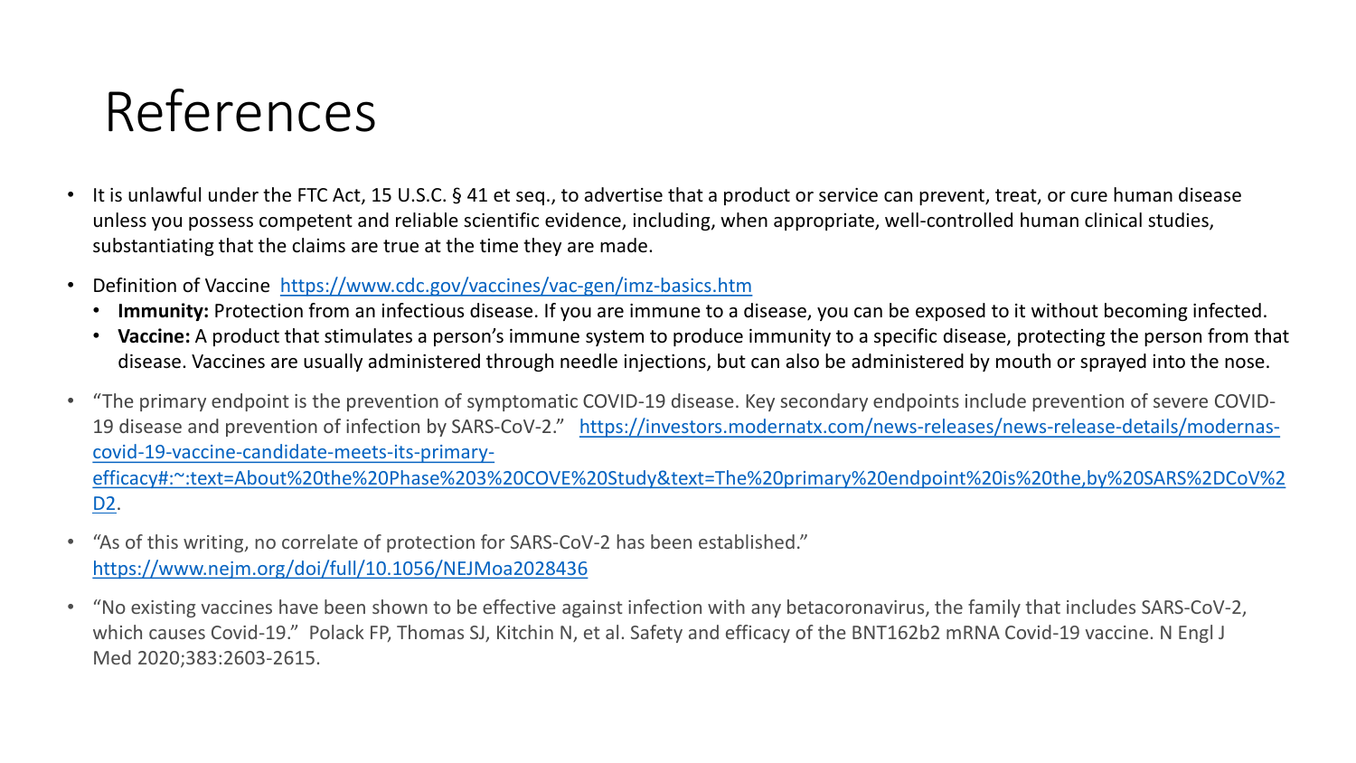# References

- It is unlawful under the FTC Act, 15 U.S.C. § 41 et seq., to advertise that a product or service can prevent, treat, or cure human disease unless you possess competent and reliable scientific evidence, including, when appropriate, well-controlled human clinical studies, substantiating that the claims are true at the time they are made.
- Definition of Vaccine https://www.cdc.gov/vaccines/vac-gen/imz-basics.htm
  - **Immunity:** Protection from an infectious disease. If you are immune to a disease, you can be exposed to it without becoming infected.
  - **Vaccine:** A product that stimulates a person's immune system to produce immunity to a specific disease, protecting the person from that disease. Vaccines are usually administered through needle injections, but can also be administered by mouth or sprayed into the nose.
- "The primary endpoint is the prevention of symptomatic COVID-19 disease. Key secondary endpoints include prevention of severe COVID-19 disease and prevention of infection by SARS-CoV-2." https://investors.modernatx.com/news-releases/news-release-details/modernas-covid-19-vaccine-candidate-meets-its-primary-efficacy#:~:text=About%20the%20Phase%203%20COVE%20Study&text=The%20primary%20endpoint%20is%20the,by%20SARS%2DCoV%2D2.
- "As of this writing, no correlate of protection for SARS-CoV-2 has been established." https://www.nejm.org/doi/full/10.1056/NEJMoa2028436
- "No existing vaccines have been shown to be effective against infection with any betacoronavirus, the family that includes SARS-CoV-2, which causes Covid-19." Polack FP, Thomas SJ, Kitchin N, et al. Safety and efficacy of the BNT162b2 mRNA Covid-19 vaccine. N Engl J Med 2020;383:2603-2615.